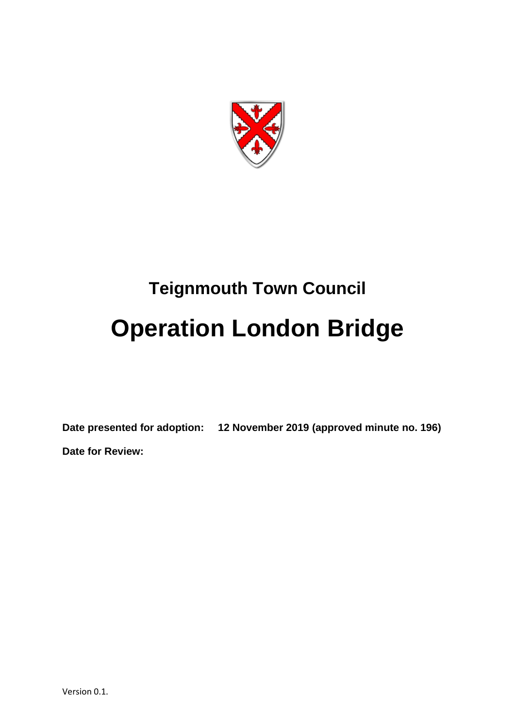# Teignmouth Town Council

# Operation London Bridge

**Date presented for adoption: 12 November 2019 (approved minute no. 196)**

**Date for Review:**

Version 0.1.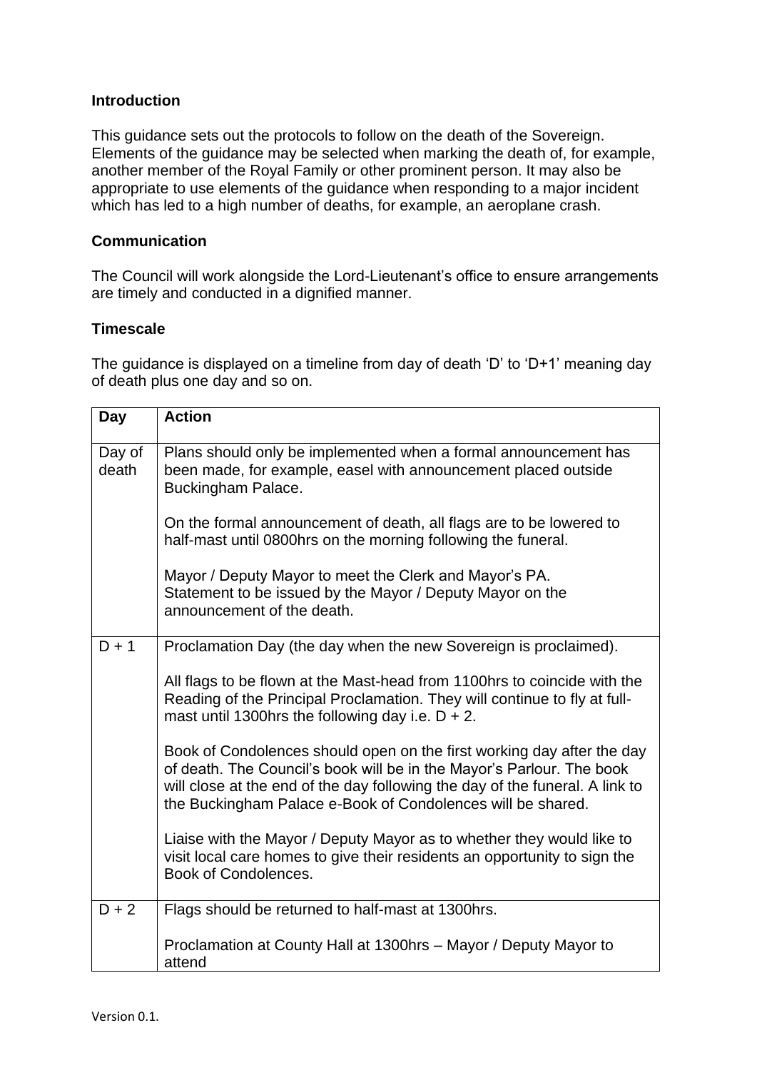**Introduction**

This guidance sets out the protocols to follow on the death of the Sovereign. Elements of the guidance may be selected when marking the death of, for example, another member of the Royal Family or other prominent person. It may also be appropriate to use elements of the guidance when responding to a major incident which has led to a high number of deaths, for example, an aeroplane crash.

**Communication**

The Council will work alongside the Lord-Lieutenant's office to ensure arrangements are timely and conducted in a dignified manner.

**Timescale**

The guidance is displayed on a timeline from day of death 'D' to 'D+1' meaning day of death plus one day and so on.

| Day | Action |
|---|---|
| Day of death | Plans should only be implemented when a formal announcement has been made, for example, easel with announcement placed outside Buckingham Palace.<br><br>On the formal announcement of death, all flags are to be lowered to half-mast until 0800hrs on the morning following the funeral.<br><br>Mayor / Deputy Mayor to meet the Clerk and Mayor's PA.<br>Statement to be issued by the Mayor / Deputy Mayor on the announcement of the death. |
| D + 1 | Proclamation Day (the day when the new Sovereign is proclaimed).<br><br>All flags to be flown at the Mast-head from 1100hrs to coincide with the Reading of the Principal Proclamation. They will continue to fly at full-mast until 1300hrs the following day i.e. D + 2.<br><br>Book of Condolences should open on the first working day after the day of death. The Council's book will be in the Mayor's Parlour. The book will close at the end of the day following the day of the funeral. A link to the Buckingham Palace e-Book of Condolences will be shared.<br><br>Liaise with the Mayor / Deputy Mayor as to whether they would like to visit local care homes to give their residents an opportunity to sign the Book of Condolences. |
| D + 2 | Flags should be returned to half-mast at 1300hrs.<br><br>Proclamation at County Hall at 1300hrs – Mayor / Deputy Mayor to attend |

Version 0.1.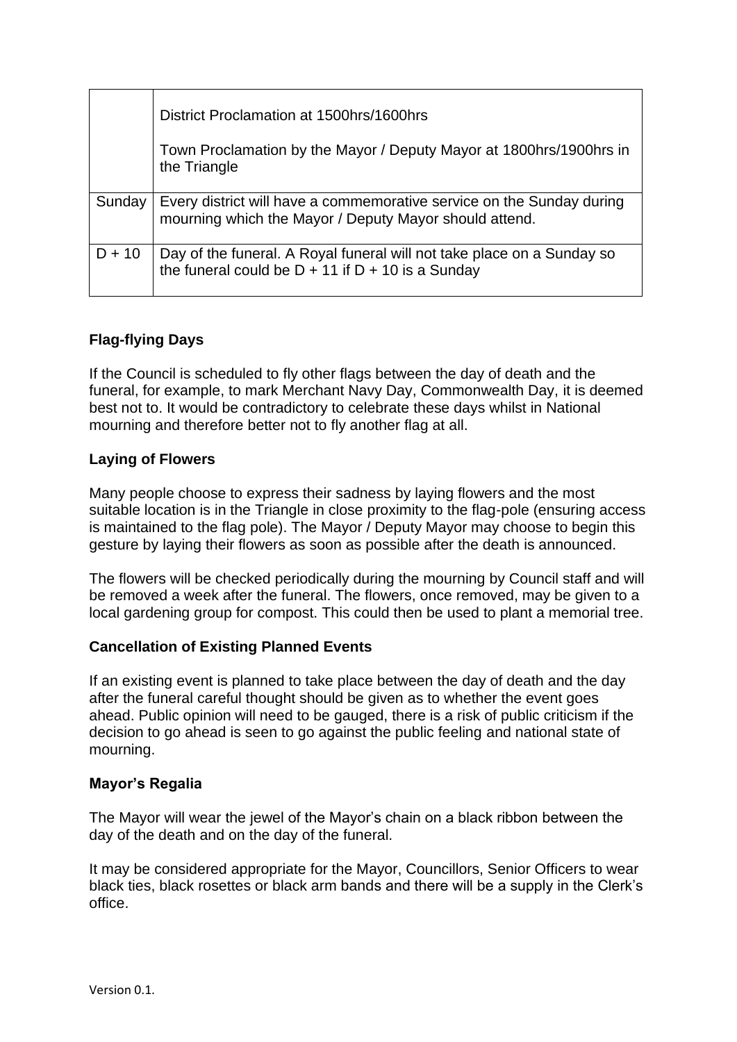| | |
|---|---|
| | District Proclamation at 1500hrs/1600hrs<br><br>Town Proclamation by the Mayor / Deputy Mayor at 1800hrs/1900hrs in the Triangle |
| Sunday | Every district will have a commemorative service on the Sunday during mourning which the Mayor / Deputy Mayor should attend. |
| D + 10 | Day of the funeral. A Royal funeral will not take place on a Sunday so the funeral could be D + 11 if D + 10 is a Sunday |

### Flag-flying Days

If the Council is scheduled to fly other flags between the day of death and the funeral, for example, to mark Merchant Navy Day, Commonwealth Day, it is deemed best not to. It would be contradictory to celebrate these days whilst in National mourning and therefore better not to fly another flag at all.

### Laying of Flowers

Many people choose to express their sadness by laying flowers and the most suitable location is in the Triangle in close proximity to the flag-pole (ensuring access is maintained to the flag pole). The Mayor / Deputy Mayor may choose to begin this gesture by laying their flowers as soon as possible after the death is announced.

The flowers will be checked periodically during the mourning by Council staff and will be removed a week after the funeral. The flowers, once removed, may be given to a local gardening group for compost. This could then be used to plant a memorial tree.

### Cancellation of Existing Planned Events

If an existing event is planned to take place between the day of death and the day after the funeral careful thought should be given as to whether the event goes ahead. Public opinion will need to be gauged, there is a risk of public criticism if the decision to go ahead is seen to go against the public feeling and national state of mourning.

### Mayor's Regalia

The Mayor will wear the jewel of the Mayor's chain on a black ribbon between the day of the death and on the day of the funeral.

It may be considered appropriate for the Mayor, Councillors, Senior Officers to wear black ties, black rosettes or black arm bands and there will be a supply in the Clerk's office.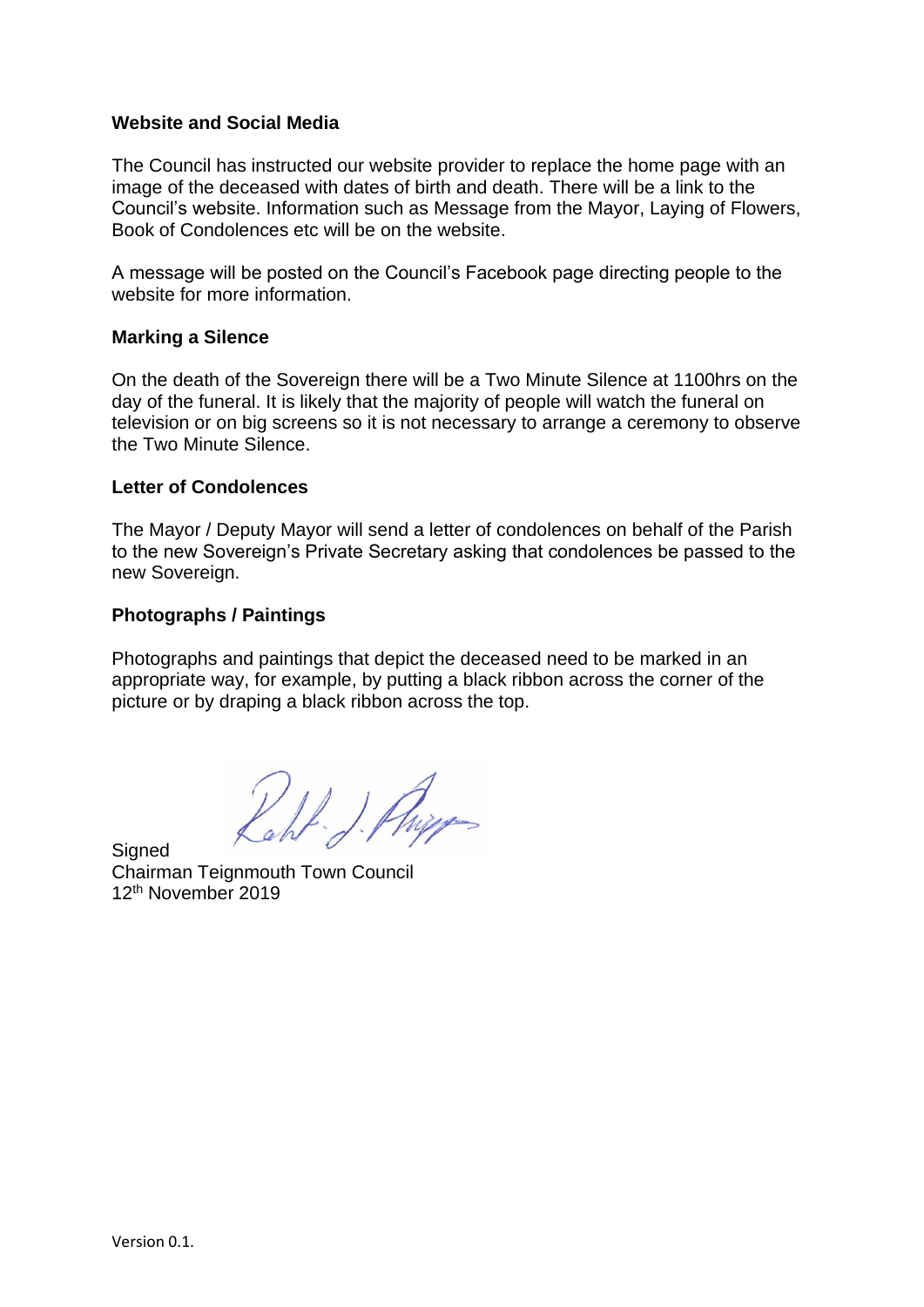**Website and Social Media**

The Council has instructed our website provider to replace the home page with an image of the deceased with dates of birth and death. There will be a link to the Council's website. Information such as Message from the Mayor, Laying of Flowers, Book of Condolences etc will be on the website.

A message will be posted on the Council's Facebook page directing people to the website for more information.

**Marking a Silence**

On the death of the Sovereign there will be a Two Minute Silence at 1100hrs on the day of the funeral. It is likely that the majority of people will watch the funeral on television or on big screens so it is not necessary to arrange a ceremony to observe the Two Minute Silence.

**Letter of Condolences**

The Mayor / Deputy Mayor will send a letter of condolences on behalf of the Parish to the new Sovereign's Private Secretary asking that condolences be passed to the new Sovereign.

**Photographs / Paintings**

Photographs and paintings that depict the deceased need to be marked in an appropriate way, for example, by putting a black ribbon across the corner of the picture or by draping a black ribbon across the top.

Signed

Chairman Teignmouth Town Council

12th November 2019

Version 0.1.